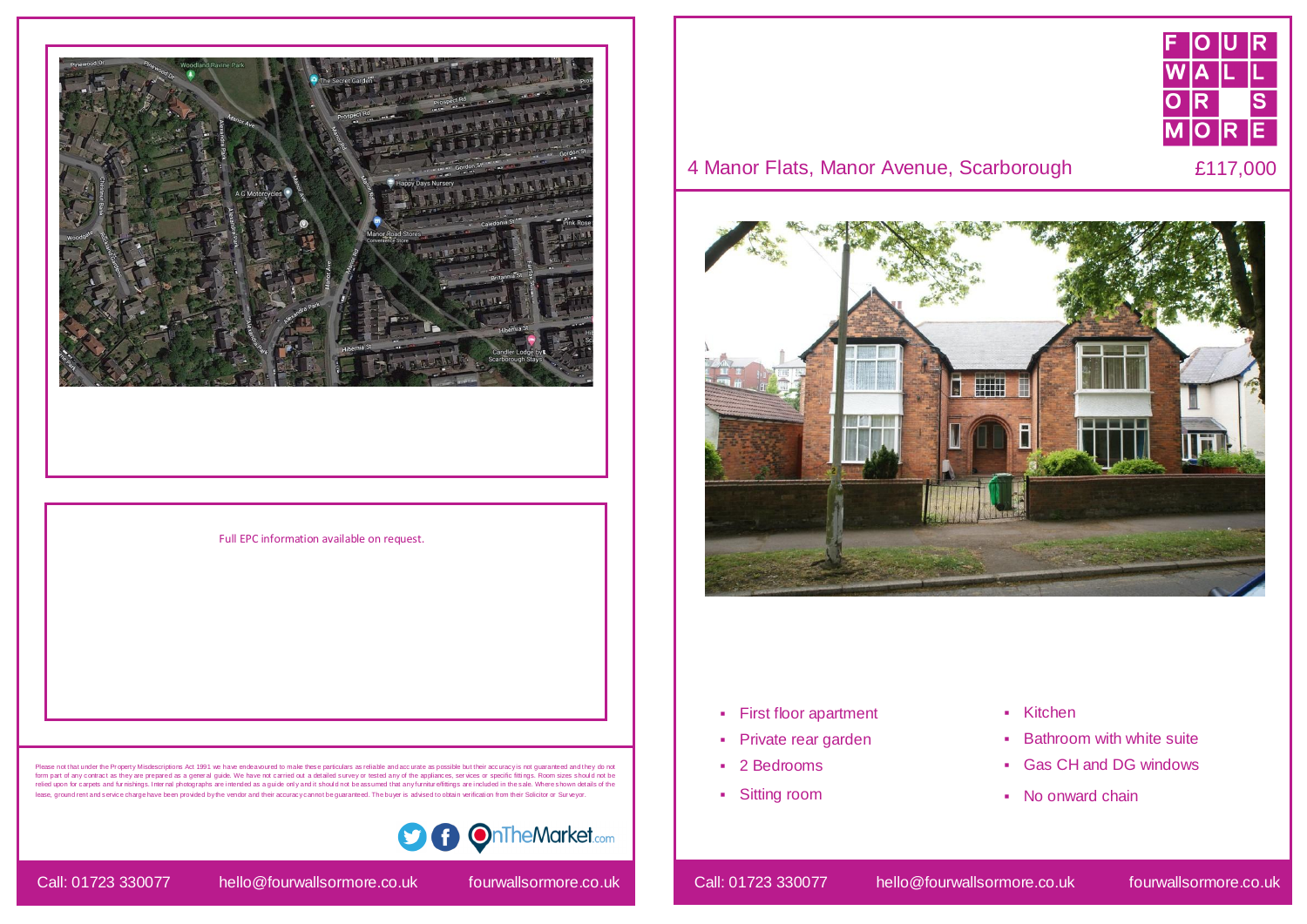# 4 Manor Flats, Manor Avenue, Scarborough

£117,000

- First floor apartment
- Private rear garden
- 2 Bedrooms
- Sitting room
- Kitchen
- Bathroom with white suite
- Gas CH and DG windows
- No onward chain

Full EPC information available on request.

Please not that under the Property Misdescriptions Act 1991 we have endeavoured to make these particulars as reliable and accurate as possible but their accuracy is not guaranteed and they do not form part of any contract as they are prepared as a general guide. We have not carried out a detailed survey or tested any of the appliances, services or specific fittings. Room sizes should not be relied upon for carpets and furnishings. Internal photographs are intended as a guide only and it should not be assumed that any furniture/fittings are included in the sale. Where shown details of the lease, ground rent and service charge have been provided by the vendor and their accuracy cannot be guaranteed. The buyer is advised to obtain verification from their Solicitor or Surveyor.

Call: 01723 330077 hello@fourwallsormore.co.uk fourwallsormore.co.uk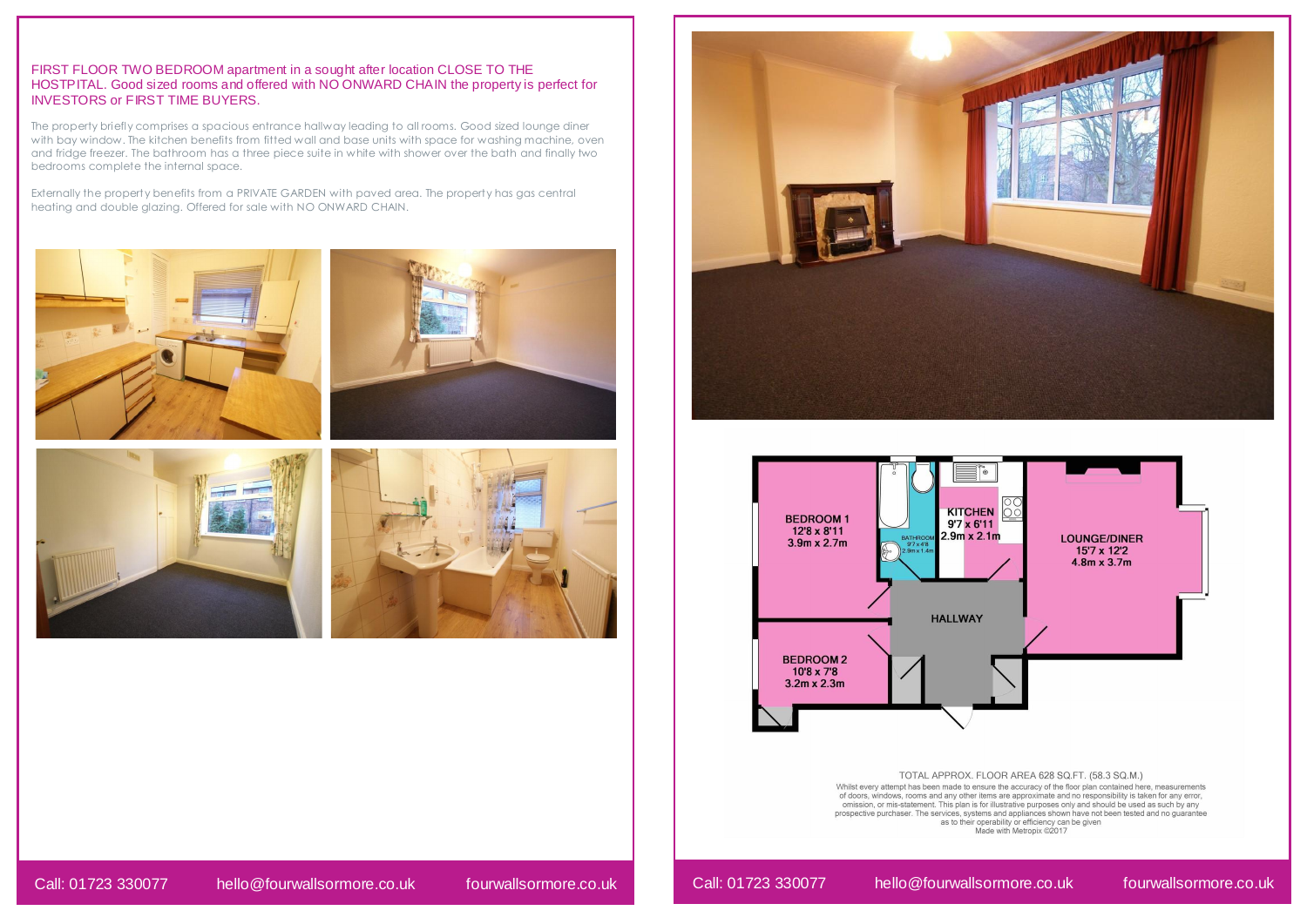FIRST FLOOR TWO BEDROOM apartment in a sought after location CLOSE TO THE HOSTPITAL. Good sized rooms and offered with NO ONWARD CHAIN the property is perfect for INVESTORS or FIRST TIME BUYERS.

The property briefly comprises a spacious entrance hallway leading to all rooms. Good sized lounge diner with bay window. The kitchen benefits from fitted wall and base units with space for washing machine, oven and fridge freezer. The bathroom has a three piece suite in white with shower over the bath and finally two bedrooms complete the internal space.

Externally the property benefits from a PRIVATE GARDEN with paved area. The property has gas central heating and double glazing. Offered for sale with NO ONWARD CHAIN.

BEDROOM 1
12'8 x 8'11
3.9m x 2.7m

BATHROOM
9'7 x 4'8
2.9m x 1.4m

KITCHEN
9'7 x 6'11
2.9m x 2.1m

LOUNGE/DINER
15'7 x 12'2
4.8m x 3.7m

HALLWAY

BEDROOM 2
10'8 x 7'8
3.2m x 2.3m

TOTAL APPROX. FLOOR AREA 628 SQ.FT. (58.3 SQ.M.)

Whilst every attempt has been made to ensure the accuracy of the floor plan contained here, measurements of doors, windows, rooms and any other items are approximate and no responsibility is taken for any error, omission, or mis-statement. This plan is for illustrative purposes only and should be used as such by any prospective purchaser. The services, systems and appliances shown have not been tested and no guarantee as to their operability or efficiency can be given
Made with Metropix ©2017

Call: 01723 330077 hello@fourwallsormore.co.uk fourwallsormore.co.uk